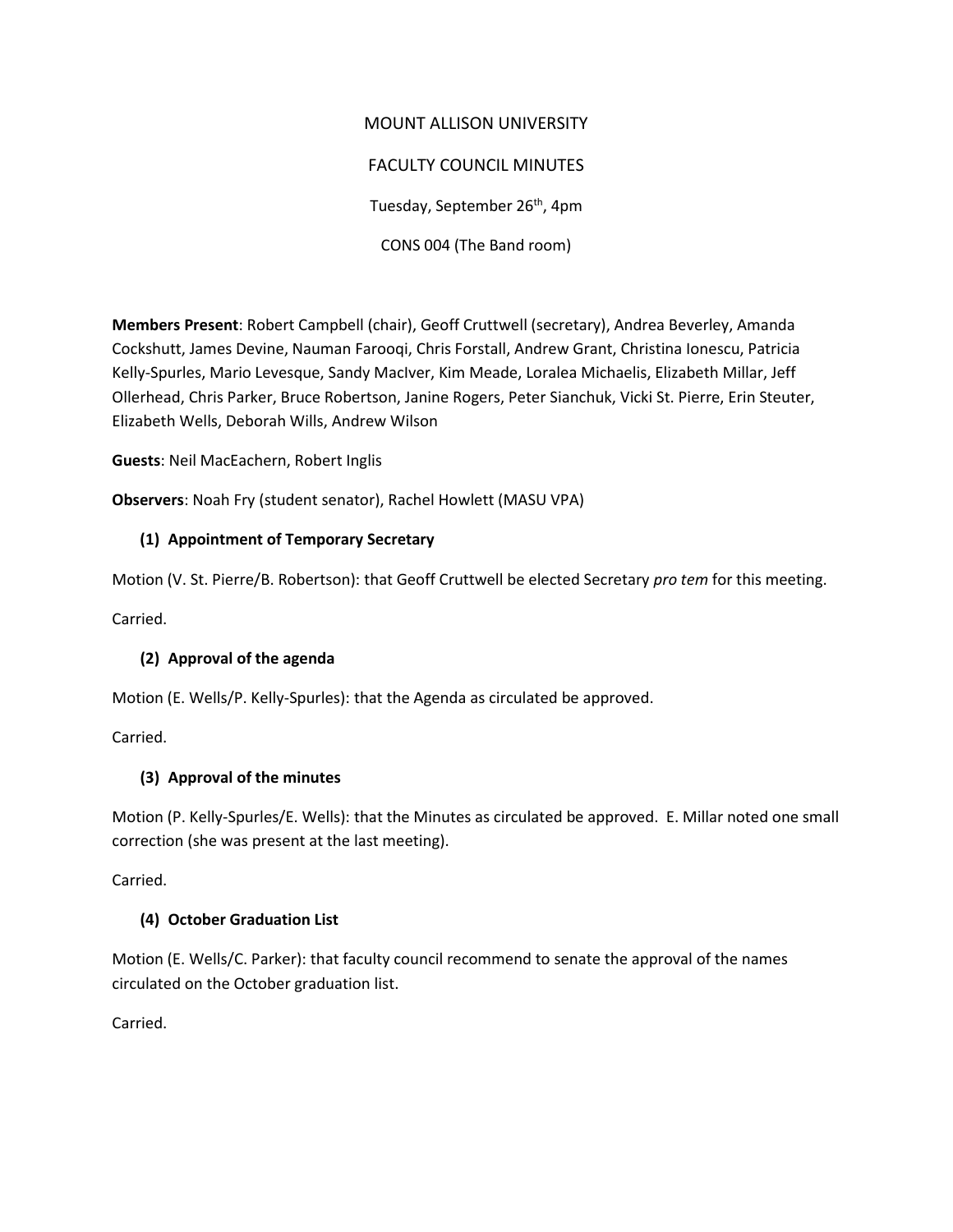MOUNT ALLISON UNIVERSITY

FACULTY COUNCIL MINUTES

Tuesday, September 26th, 4pm

CONS 004 (The Band room)

**Members Present**: Robert Campbell (chair), Geoff Cruttwell (secretary), Andrea Beverley, Amanda Cockshutt, James Devine, Nauman Farooqi, Chris Forstall, Andrew Grant, Christina Ionescu, Patricia Kelly-Spurles, Mario Levesque, Sandy MacIver, Kim Meade, Loralea Michaelis, Elizabeth Millar, Jeff Ollerhead, Chris Parker, Bruce Robertson, Janine Rogers, Peter Sianchuk, Vicki St. Pierre, Erin Steuter, Elizabeth Wells, Deborah Wills, Andrew Wilson

**Guests**: Neil MacEachern, Robert Inglis

**Observers**: Noah Fry (student senator), Rachel Howlett (MASU VPA)

### (1) Appointment of Temporary Secretary

Motion (V. St. Pierre/B. Robertson): that Geoff Cruttwell be elected Secretary *pro tem* for this meeting.

Carried.

### (2) Approval of the agenda

Motion (E. Wells/P. Kelly-Spurles): that the Agenda as circulated be approved.

Carried.

### (3) Approval of the minutes

Motion (P. Kelly-Spurles/E. Wells): that the Minutes as circulated be approved. E. Millar noted one small correction (she was present at the last meeting).

Carried.

### (4) October Graduation List

Motion (E. Wells/C. Parker): that faculty council recommend to senate the approval of the names circulated on the October graduation list.

Carried.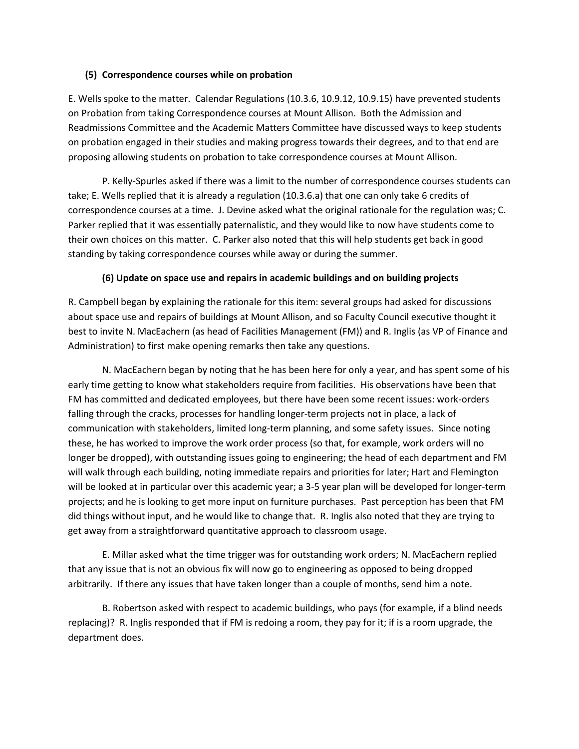**(5) Correspondence courses while on probation**

E. Wells spoke to the matter. Calendar Regulations (10.3.6, 10.9.12, 10.9.15) have prevented students on Probation from taking Correspondence courses at Mount Allison. Both the Admission and Readmissions Committee and the Academic Matters Committee have discussed ways to keep students on probation engaged in their studies and making progress towards their degrees, and to that end are proposing allowing students on probation to take correspondence courses at Mount Allison.

P. Kelly-Spurles asked if there was a limit to the number of correspondence courses students can take; E. Wells replied that it is already a regulation (10.3.6.a) that one can only take 6 credits of correspondence courses at a time. J. Devine asked what the original rationale for the regulation was; C. Parker replied that it was essentially paternalistic, and they would like to now have students come to their own choices on this matter. C. Parker also noted that this will help students get back in good standing by taking correspondence courses while away or during the summer.

**(6) Update on space use and repairs in academic buildings and on building projects**

R. Campbell began by explaining the rationale for this item: several groups had asked for discussions about space use and repairs of buildings at Mount Allison, and so Faculty Council executive thought it best to invite N. MacEachern (as head of Facilities Management (FM)) and R. Inglis (as VP of Finance and Administration) to first make opening remarks then take any questions.

N. MacEachern began by noting that he has been here for only a year, and has spent some of his early time getting to know what stakeholders require from facilities. His observations have been that FM has committed and dedicated employees, but there have been some recent issues: work-orders falling through the cracks, processes for handling longer-term projects not in place, a lack of communication with stakeholders, limited long-term planning, and some safety issues. Since noting these, he has worked to improve the work order process (so that, for example, work orders will no longer be dropped), with outstanding issues going to engineering; the head of each department and FM will walk through each building, noting immediate repairs and priorities for later; Hart and Flemington will be looked at in particular over this academic year; a 3-5 year plan will be developed for longer-term projects; and he is looking to get more input on furniture purchases. Past perception has been that FM did things without input, and he would like to change that. R. Inglis also noted that they are trying to get away from a straightforward quantitative approach to classroom usage.

E. Millar asked what the time trigger was for outstanding work orders; N. MacEachern replied that any issue that is not an obvious fix will now go to engineering as opposed to being dropped arbitrarily. If there any issues that have taken longer than a couple of months, send him a note.

B. Robertson asked with respect to academic buildings, who pays (for example, if a blind needs replacing)? R. Inglis responded that if FM is redoing a room, they pay for it; if is a room upgrade, the department does.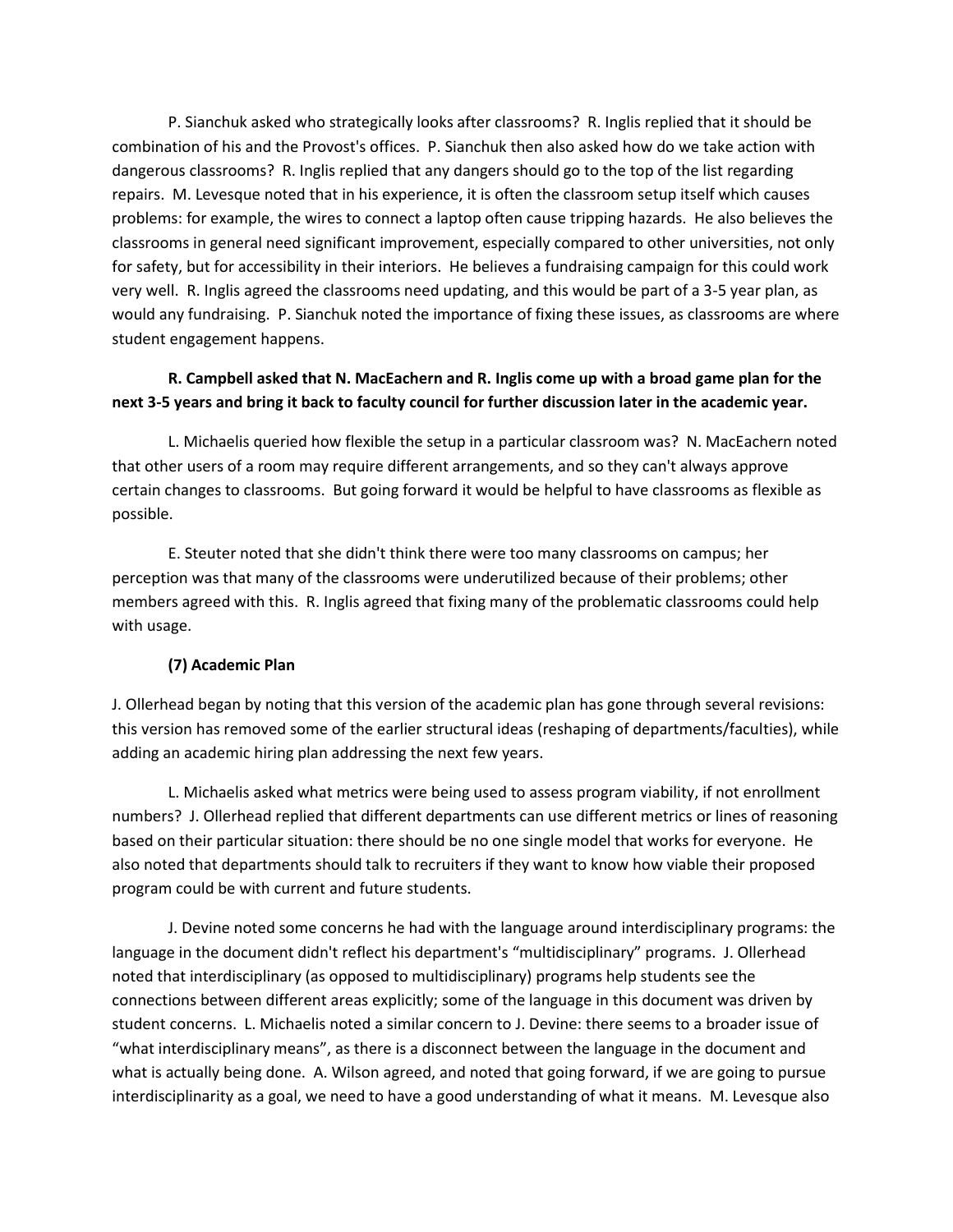P. Sianchuk asked who strategically looks after classrooms? R. Inglis replied that it should be combination of his and the Provost's offices. P. Sianchuk then also asked how do we take action with dangerous classrooms? R. Inglis replied that any dangers should go to the top of the list regarding repairs. M. Levesque noted that in his experience, it is often the classroom setup itself which causes problems: for example, the wires to connect a laptop often cause tripping hazards. He also believes the classrooms in general need significant improvement, especially compared to other universities, not only for safety, but for accessibility in their interiors. He believes a fundraising campaign for this could work very well. R. Inglis agreed the classrooms need updating, and this would be part of a 3-5 year plan, as would any fundraising. P. Sianchuk noted the importance of fixing these issues, as classrooms are where student engagement happens.

**R. Campbell asked that N. MacEachern and R. Inglis come up with a broad game plan for the next 3-5 years and bring it back to faculty council for further discussion later in the academic year.**

L. Michaelis queried how flexible the setup in a particular classroom was? N. MacEachern noted that other users of a room may require different arrangements, and so they can't always approve certain changes to classrooms. But going forward it would be helpful to have classrooms as flexible as possible.

E. Steuter noted that she didn't think there were too many classrooms on campus; her perception was that many of the classrooms were underutilized because of their problems; other members agreed with this. R. Inglis agreed that fixing many of the problematic classrooms could help with usage.

**(7) Academic Plan**

J. Ollerhead began by noting that this version of the academic plan has gone through several revisions: this version has removed some of the earlier structural ideas (reshaping of departments/faculties), while adding an academic hiring plan addressing the next few years.

L. Michaelis asked what metrics were being used to assess program viability, if not enrollment numbers? J. Ollerhead replied that different departments can use different metrics or lines of reasoning based on their particular situation: there should be no one single model that works for everyone. He also noted that departments should talk to recruiters if they want to know how viable their proposed program could be with current and future students.

J. Devine noted some concerns he had with the language around interdisciplinary programs: the language in the document didn't reflect his department's "multidisciplinary" programs. J. Ollerhead noted that interdisciplinary (as opposed to multidisciplinary) programs help students see the connections between different areas explicitly; some of the language in this document was driven by student concerns. L. Michaelis noted a similar concern to J. Devine: there seems to a broader issue of "what interdisciplinary means", as there is a disconnect between the language in the document and what is actually being done. A. Wilson agreed, and noted that going forward, if we are going to pursue interdisciplinarity as a goal, we need to have a good understanding of what it means. M. Levesque also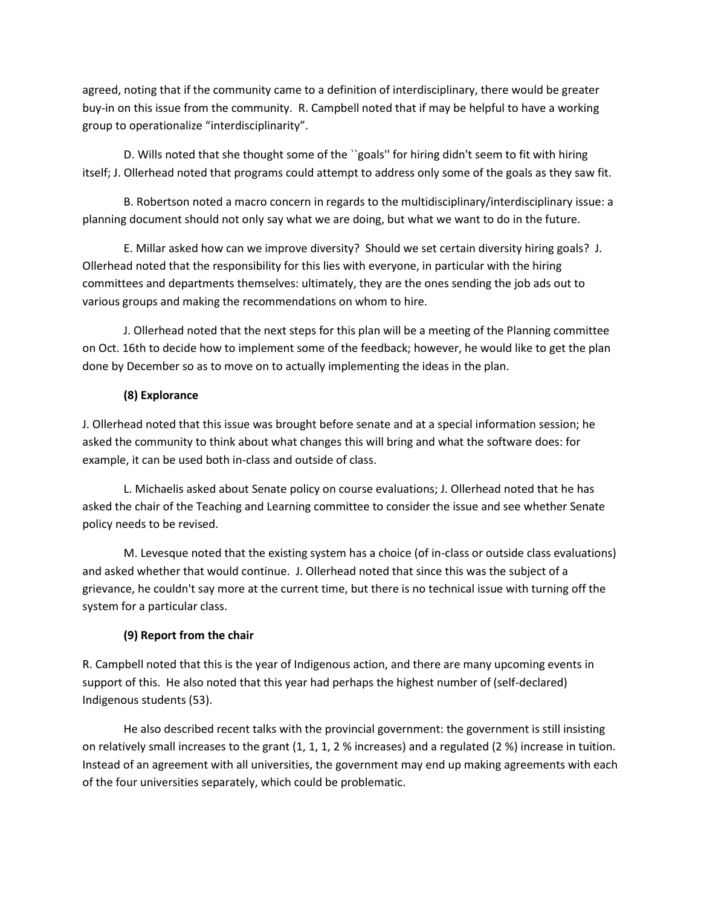agreed, noting that if the community came to a definition of interdisciplinary, there would be greater buy-in on this issue from the community. R. Campbell noted that if may be helpful to have a working group to operationalize "interdisciplinarity".

D. Wills noted that she thought some of the ``goals'' for hiring didn't seem to fit with hiring itself; J. Ollerhead noted that programs could attempt to address only some of the goals as they saw fit.

B. Robertson noted a macro concern in regards to the multidisciplinary/interdisciplinary issue: a planning document should not only say what we are doing, but what we want to do in the future.

E. Millar asked how can we improve diversity? Should we set certain diversity hiring goals? J. Ollerhead noted that the responsibility for this lies with everyone, in particular with the hiring committees and departments themselves: ultimately, they are the ones sending the job ads out to various groups and making the recommendations on whom to hire.

J. Ollerhead noted that the next steps for this plan will be a meeting of the Planning committee on Oct. 16th to decide how to implement some of the feedback; however, he would like to get the plan done by December so as to move on to actually implementing the ideas in the plan.

**(8) Explorance**

J. Ollerhead noted that this issue was brought before senate and at a special information session; he asked the community to think about what changes this will bring and what the software does: for example, it can be used both in-class and outside of class.

L. Michaelis asked about Senate policy on course evaluations; J. Ollerhead noted that he has asked the chair of the Teaching and Learning committee to consider the issue and see whether Senate policy needs to be revised.

M. Levesque noted that the existing system has a choice (of in-class or outside class evaluations) and asked whether that would continue. J. Ollerhead noted that since this was the subject of a grievance, he couldn't say more at the current time, but there is no technical issue with turning off the system for a particular class.

**(9) Report from the chair**

R. Campbell noted that this is the year of Indigenous action, and there are many upcoming events in support of this. He also noted that this year had perhaps the highest number of (self-declared) Indigenous students (53).

He also described recent talks with the provincial government: the government is still insisting on relatively small increases to the grant (1, 1, 1, 2 % increases) and a regulated (2 %) increase in tuition. Instead of an agreement with all universities, the government may end up making agreements with each of the four universities separately, which could be problematic.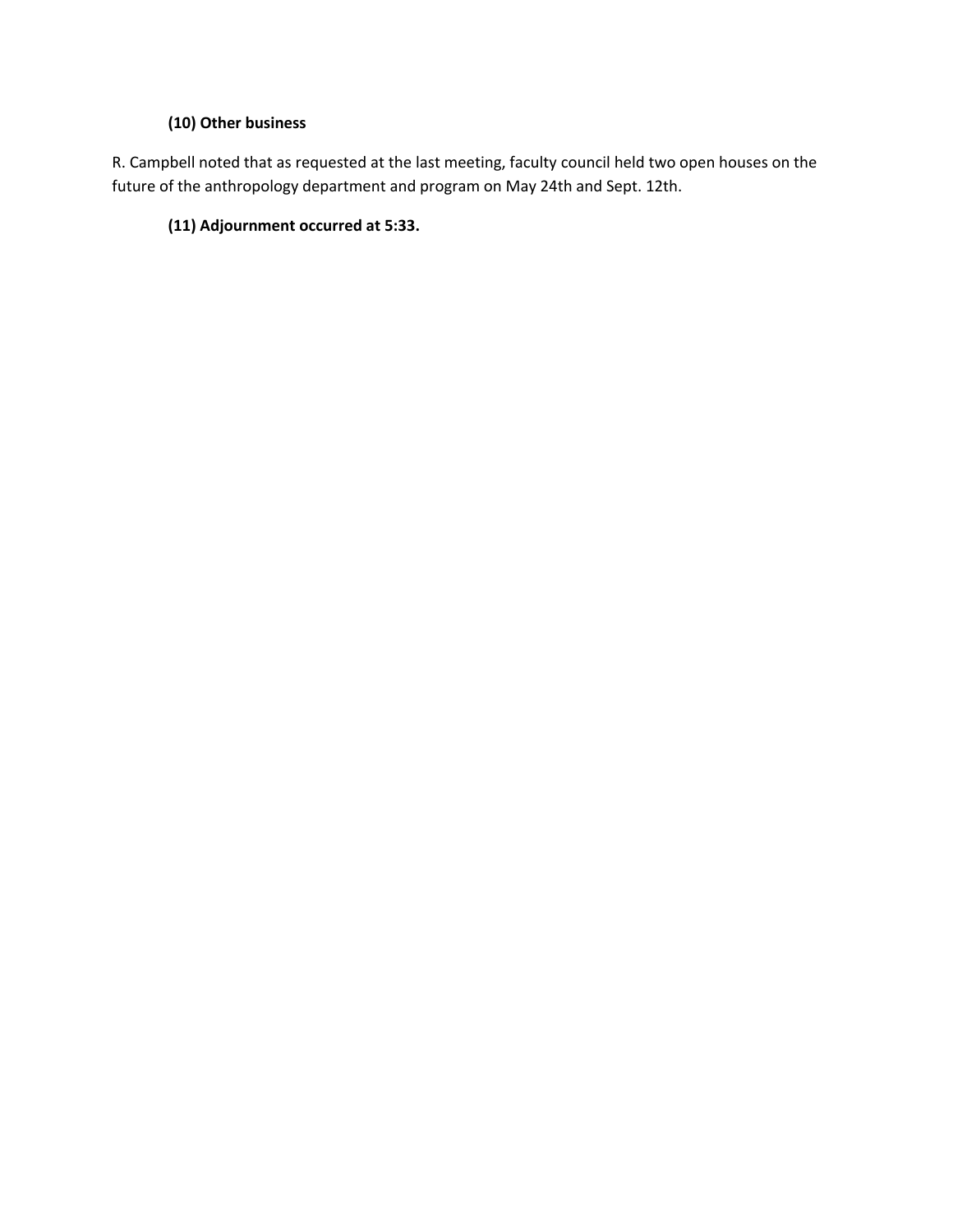**(10) Other business**

R. Campbell noted that as requested at the last meeting, faculty council held two open houses on the future of the anthropology department and program on May 24th and Sept. 12th.

**(11) Adjournment occurred at 5:33.**